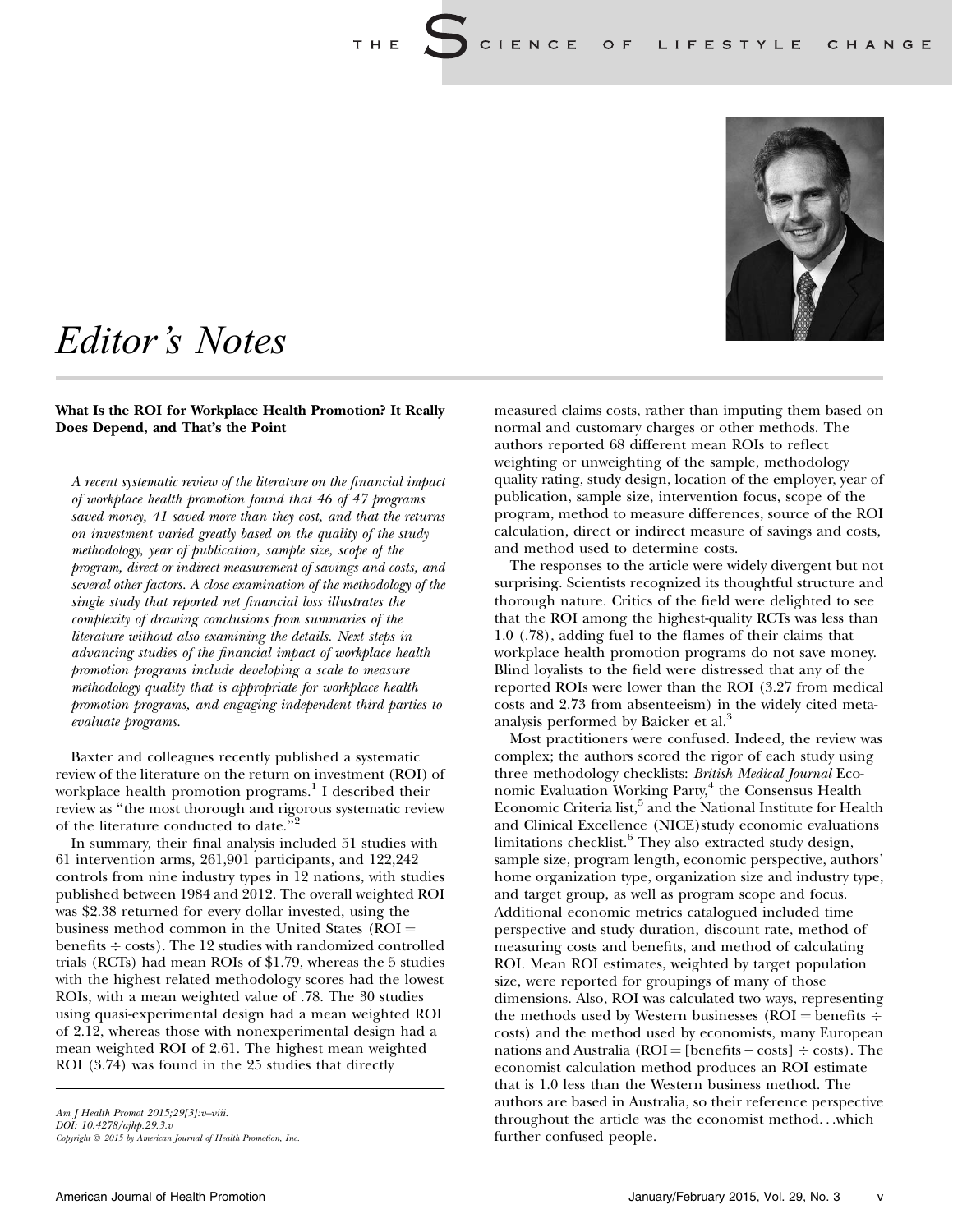# Editor's Notes

**What Is the ROI for Workplace Health Promotion? It Really Does Depend, and That's the Point**

*A recent systematic review of the literature on the financial impact of workplace health promotion found that 46 of 47 programs saved money, 41 saved more than they cost, and that the returns on investment varied greatly based on the quality of the study methodology, year of publication, sample size, scope of the program, direct or indirect measurement of savings and costs, and several other factors. A close examination of the methodology of the single study that reported net financial loss illustrates the complexity of drawing conclusions from summaries of the literature without also examining the details. Next steps in advancing studies of the financial impact of workplace health promotion programs include developing a scale to measure methodology quality that is appropriate for workplace health promotion programs, and engaging independent third parties to evaluate programs.*

Baxter and colleagues recently published a systematic review of the literature on the return on investment (ROI) of workplace health promotion programs.[1] I described their review as "the most thorough and rigorous systematic review of the literature conducted to date."[2]

In summary, their final analysis included 51 studies with 61 intervention arms, 261,901 participants, and 122,242 controls from nine industry types in 12 nations, with studies published between 1984 and 2012. The overall weighted ROI was \$2.38 returned for every dollar invested, using the business method common in the United States (ROI = benefits ÷ costs). The 12 studies with randomized controlled trials (RCTs) had mean ROIs of \$1.79, whereas the 5 studies with the highest related methodology scores had the lowest ROIs, with a mean weighted value of .78. The 30 studies using quasi-experimental design had a mean weighted ROI of 2.12, whereas those with nonexperimental design had a mean weighted ROI of 2.61. The highest mean weighted ROI (3.74) was found in the 25 studies that directly measured claims costs, rather than imputing them based on normal and customary charges or other methods. The authors reported 68 different mean ROIs to reflect weighting or unweighting of the sample, methodology quality rating, study design, location of the employer, year of publication, sample size, intervention focus, scope of the program, method to measure differences, source of the ROI calculation, direct or indirect measure of savings and costs, and method used to determine costs.

The responses to the article were widely divergent but not surprising. Scientists recognized its thoughtful structure and thorough nature. Critics of the field were delighted to see that the ROI among the highest-quality RCTs was less than 1.0 (.78), adding fuel to the flames of their claims that workplace health promotion programs do not save money. Blind loyalists to the field were distressed that any of the reported ROIs were lower than the ROI (3.27 from medical costs and 2.73 from absenteeism) in the widely cited meta-analysis performed by Baicker et al.[3]

Most practitioners were confused. Indeed, the review was complex; the authors scored the rigor of each study using three methodology checklists: *British Medical Journal* Economic Evaluation Working Party,[4] the Consensus Health Economic Criteria list,[5] and the National Institute for Health and Clinical Excellence (NICE)study economic evaluations limitations checklist.[6] They also extracted study design, sample size, program length, economic perspective, authors' home organization type, organization size and industry type, and target group, as well as program scope and focus. Additional economic metrics catalogued included time perspective and study duration, discount rate, method of measuring costs and benefits, and method of calculating ROI. Mean ROI estimates, weighted by target population size, were reported for groupings of many of those dimensions. Also, ROI was calculated two ways, representing the methods used by Western businesses (ROI = benefits ÷ costs) and the method used by economists, many European nations and Australia (ROI = [benefits − costs] ÷ costs). The economist calculation method produces an ROI estimate that is 1.0 less than the Western business method. The authors are based in Australia, so their reference perspective throughout the article was the economist method…which further confused people.

*Am J Health Promot 2015;29[3]:v–viii.*
*DOI: 10.4278/ajhp.29.3.v*
*Copyright © 2015 by American Journal of Health Promotion, Inc.*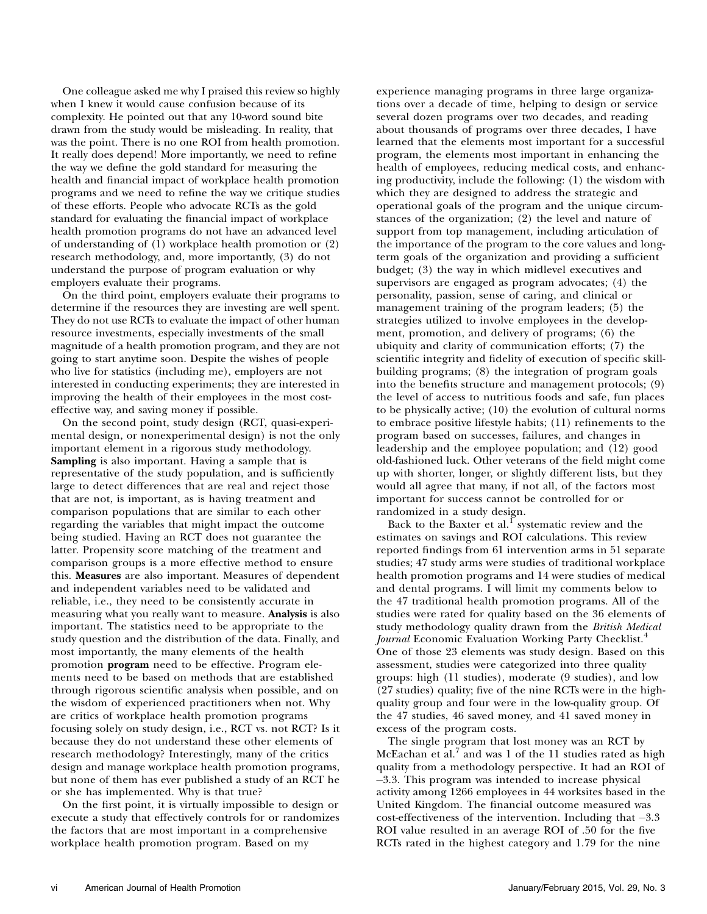One colleague asked me why I praised this review so highly when I knew it would cause confusion because of its complexity. He pointed out that any 10-word sound bite drawn from the study would be misleading. In reality, that was the point. There is no one ROI from health promotion. It really does depend! More importantly, we need to refine the way we define the gold standard for measuring the health and financial impact of workplace health promotion programs and we need to refine the way we critique studies of these efforts. People who advocate RCTs as the gold standard for evaluating the financial impact of workplace health promotion programs do not have an advanced level of understanding of (1) workplace health promotion or (2) research methodology, and, more importantly, (3) do not understand the purpose of program evaluation or why employers evaluate their programs.

On the third point, employers evaluate their programs to determine if the resources they are investing are well spent. They do not use RCTs to evaluate the impact of other human resource investments, especially investments of the small magnitude of a health promotion program, and they are not going to start anytime soon. Despite the wishes of people who live for statistics (including me), employers are not interested in conducting experiments; they are interested in improving the health of their employees in the most cost-effective way, and saving money if possible.

On the second point, study design (RCT, quasi-experimental design, or nonexperimental design) is not the only important element in a rigorous study methodology. **Sampling** is also important. Having a sample that is representative of the study population, and is sufficiently large to detect differences that are real and reject those that are not, is important, as is having treatment and comparison populations that are similar to each other regarding the variables that might impact the outcome being studied. Having an RCT does not guarantee the latter. Propensity score matching of the treatment and comparison groups is a more effective method to ensure this. **Measures** are also important. Measures of dependent and independent variables need to be validated and reliable, i.e., they need to be consistently accurate in measuring what you really want to measure. **Analysis** is also important. The statistics need to be appropriate to the study question and the distribution of the data. Finally, and most importantly, the many elements of the health promotion **program** need to be effective. Program elements need to be based on methods that are established through rigorous scientific analysis when possible, and on the wisdom of experienced practitioners when not. Why are critics of workplace health promotion programs focusing solely on study design, i.e., RCT vs. not RCT? Is it because they do not understand these other elements of research methodology? Interestingly, many of the critics design and manage workplace health promotion programs, but none of them has ever published a study of an RCT he or she has implemented. Why is that true?

On the first point, it is virtually impossible to design or execute a study that effectively controls for or randomizes the factors that are most important in a comprehensive workplace health promotion program. Based on my experience managing programs in three large organizations over a decade of time, helping to design or service several dozen programs over two decades, and reading about thousands of programs over three decades, I have learned that the elements most important for a successful program, the elements most important in enhancing the health of employees, reducing medical costs, and enhancing productivity, include the following: (1) the wisdom with which they are designed to address the strategic and operational goals of the program and the unique circumstances of the organization; (2) the level and nature of support from top management, including articulation of the importance of the program to the core values and long-term goals of the organization and providing a sufficient budget; (3) the way in which midlevel executives and supervisors are engaged as program advocates; (4) the personality, passion, sense of caring, and clinical or management training of the program leaders; (5) the strategies utilized to involve employees in the development, promotion, and delivery of programs; (6) the ubiquity and clarity of communication efforts; (7) the scientific integrity and fidelity of execution of specific skill-building programs; (8) the integration of program goals into the benefits structure and management protocols; (9) the level of access to nutritious foods and safe, fun places to be physically active; (10) the evolution of cultural norms to embrace positive lifestyle habits; (11) refinements to the program based on successes, failures, and changes in leadership and the employee population; and (12) good old-fashioned luck. Other veterans of the field might come up with shorter, longer, or slightly different lists, but they would all agree that many, if not all, of the factors most important for success cannot be controlled for or randomized in a study design.

Back to the Baxter et al.[1] systematic review and the estimates on savings and ROI calculations. This review reported findings from 61 intervention arms in 51 separate studies; 47 study arms were studies of traditional workplace health promotion programs and 14 were studies of medical and dental programs. I will limit my comments below to the 47 traditional health promotion programs. All of the studies were rated for quality based on the 36 elements of study methodology quality drawn from the *British Medical Journal* Economic Evaluation Working Party Checklist.[4] One of those 23 elements was study design. Based on this assessment, studies were categorized into three quality groups: high (11 studies), moderate (9 studies), and low (27 studies) quality; five of the nine RCTs were in the high-quality group and four were in the low-quality group. Of the 47 studies, 46 saved money, and 41 saved money in excess of the program costs.

The single program that lost money was an RCT by McEachan et al.[7] and was 1 of the 11 studies rated as high quality from a methodology perspective. It had an ROI of −3.3. This program was intended to increase physical activity among 1266 employees in 44 worksites based in the United Kingdom. The financial outcome measured was cost-effectiveness of the intervention. Including that −3.3 ROI value resulted in an average ROI of .50 for the five RCTs rated in the highest category and 1.79 for the nine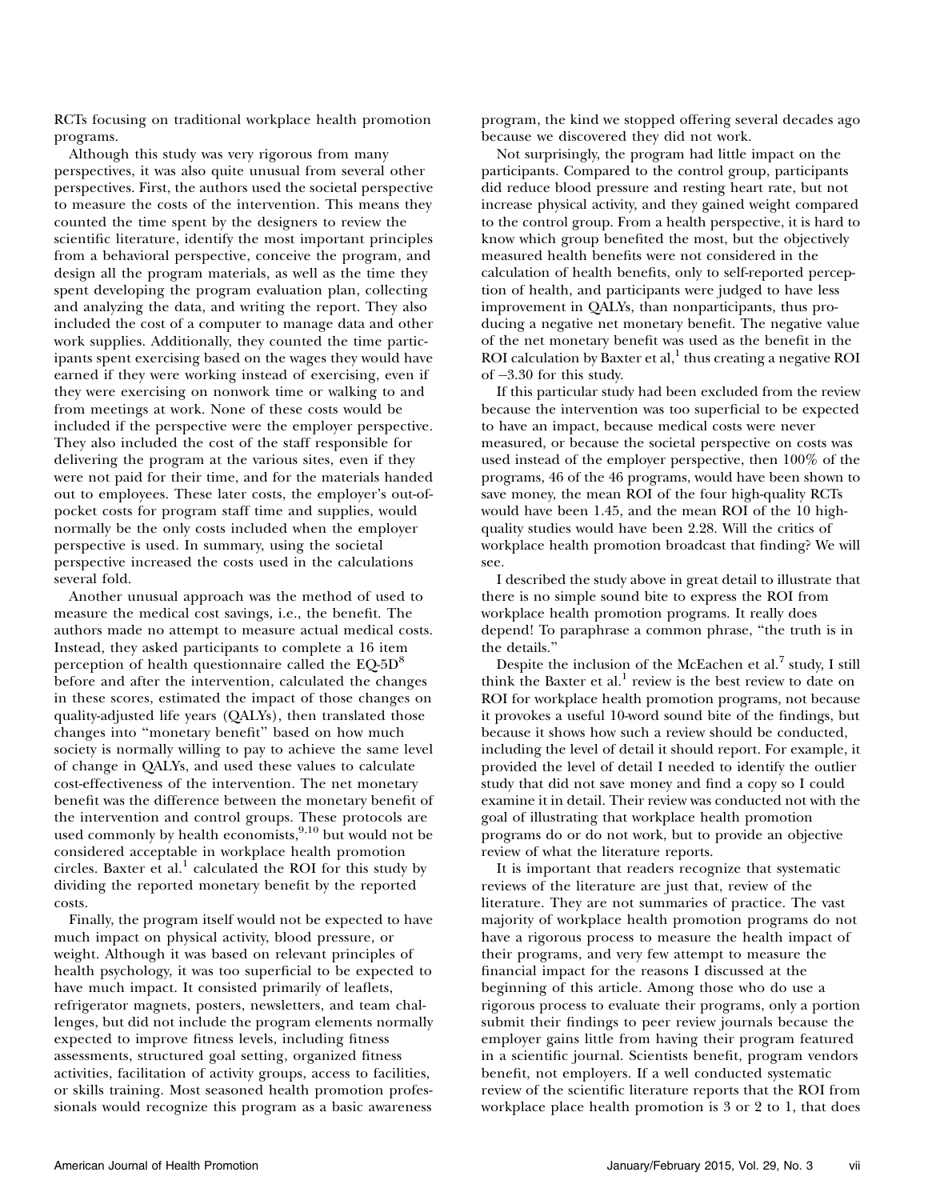RCTs focusing on traditional workplace health promotion programs.

Although this study was very rigorous from many perspectives, it was also quite unusual from several other perspectives. First, the authors used the societal perspective to measure the costs of the intervention. This means they counted the time spent by the designers to review the scientific literature, identify the most important principles from a behavioral perspective, conceive the program, and design all the program materials, as well as the time they spent developing the program evaluation plan, collecting and analyzing the data, and writing the report. They also included the cost of a computer to manage data and other work supplies. Additionally, they counted the time participants spent exercising based on the wages they would have earned if they were working instead of exercising, even if they were exercising on nonwork time or walking to and from meetings at work. None of these costs would be included if the perspective were the employer perspective. They also included the cost of the staff responsible for delivering the program at the various sites, even if they were not paid for their time, and for the materials handed out to employees. These later costs, the employer's out-of-pocket costs for program staff time and supplies, would normally be the only costs included when the employer perspective is used. In summary, using the societal perspective increased the costs used in the calculations several fold.

Another unusual approach was the method of used to measure the medical cost savings, i.e., the benefit. The authors made no attempt to measure actual medical costs. Instead, they asked participants to complete a 16 item perception of health questionnaire called the EQ-5D[8] before and after the intervention, calculated the changes in these scores, estimated the impact of those changes on quality-adjusted life years (QALYs), then translated those changes into "monetary benefit" based on how much society is normally willing to pay to achieve the same level of change in QALYs, and used these values to calculate cost-effectiveness of the intervention. The net monetary benefit was the difference between the monetary benefit of the intervention and control groups. These protocols are used commonly by health economists,[9,10] but would not be considered acceptable in workplace health promotion circles. Baxter et al.[1] calculated the ROI for this study by dividing the reported monetary benefit by the reported costs.

Finally, the program itself would not be expected to have much impact on physical activity, blood pressure, or weight. Although it was based on relevant principles of health psychology, it was too superficial to be expected to have much impact. It consisted primarily of leaflets, refrigerator magnets, posters, newsletters, and team challenges, but did not include the program elements normally expected to improve fitness levels, including fitness assessments, structured goal setting, organized fitness activities, facilitation of activity groups, access to facilities, or skills training. Most seasoned health promotion professionals would recognize this program as a basic awareness program, the kind we stopped offering several decades ago because we discovered they did not work.

Not surprisingly, the program had little impact on the participants. Compared to the control group, participants did reduce blood pressure and resting heart rate, but not increase physical activity, and they gained weight compared to the control group. From a health perspective, it is hard to know which group benefited the most, but the objectively measured health benefits were not considered in the calculation of health benefits, only to self-reported perception of health, and participants were judged to have less improvement in QALYs, than nonparticipants, thus producing a negative net monetary benefit. The negative value of the net monetary benefit was used as the benefit in the ROI calculation by Baxter et al,[1] thus creating a negative ROI of −3.30 for this study.

If this particular study had been excluded from the review because the intervention was too superficial to be expected to have an impact, because medical costs were never measured, or because the societal perspective on costs was used instead of the employer perspective, then 100% of the programs, 46 of the 46 programs, would have been shown to save money, the mean ROI of the four high-quality RCTs would have been 1.45, and the mean ROI of the 10 high-quality studies would have been 2.28. Will the critics of workplace health promotion broadcast that finding? We will see.

I described the study above in great detail to illustrate that there is no simple sound bite to express the ROI from workplace health promotion programs. It really does depend! To paraphrase a common phrase, "the truth is in the details."

Despite the inclusion of the McEachen et al.[7] study, I still think the Baxter et al.[1] review is the best review to date on ROI for workplace health promotion programs, not because it provokes a useful 10-word sound bite of the findings, but because it shows how such a review should be conducted, including the level of detail it should report. For example, it provided the level of detail I needed to identify the outlier study that did not save money and find a copy so I could examine it in detail. Their review was conducted not with the goal of illustrating that workplace health promotion programs do or do not work, but to provide an objective review of what the literature reports.

It is important that readers recognize that systematic reviews of the literature are just that, review of the literature. They are not summaries of practice. The vast majority of workplace health promotion programs do not have a rigorous process to measure the health impact of their programs, and very few attempt to measure the financial impact for the reasons I discussed at the beginning of this article. Among those who do use a rigorous process to evaluate their programs, only a portion submit their findings to peer review journals because the employer gains little from having their program featured in a scientific journal. Scientists benefit, program vendors benefit, not employers. If a well conducted systematic review of the scientific literature reports that the ROI from workplace place health promotion is 3 or 2 to 1, that does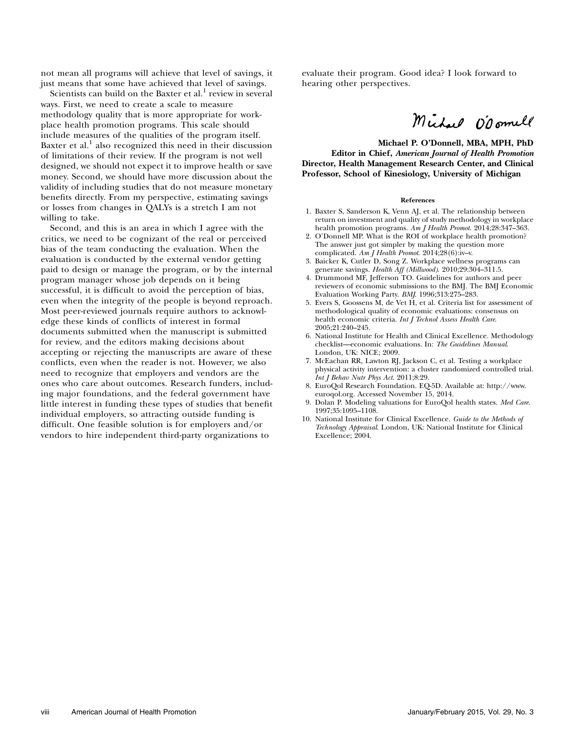not mean all programs will achieve that level of savings, it just means that some have achieved that level of savings.

Scientists can build on the Baxter et al.[1] review in several ways. First, we need to create a scale to measure methodology quality that is more appropriate for workplace health promotion programs. This scale should include measures of the qualities of the program itself. Baxter et al.[1] also recognized this need in their discussion of limitations of their review. If the program is not well designed, we should not expect it to improve health or save money. Second, we should have more discussion about the validity of including studies that do not measure monetary benefits directly. From my perspective, estimating savings or losses from changes in QALYs is a stretch I am not willing to take.

Second, and this is an area in which I agree with the critics, we need to be cognizant of the real or perceived bias of the team conducting the evaluation. When the evaluation is conducted by the external vendor getting paid to design or manage the program, or by the internal program manager whose job depends on it being successful, it is difficult to avoid the perception of bias, even when the integrity of the people is beyond reproach. Most peer-reviewed journals require authors to acknowledge these kinds of conflicts of interest in formal documents submitted when the manuscript is submitted for review, and the editors making decisions about accepting or rejecting the manuscripts are aware of these conflicts, even when the reader is not. However, we also need to recognize that employers and vendors are the ones who care about outcomes. Research funders, including major foundations, and the federal government have little interest in funding these types of studies that benefit individual employers, so attracting outside funding is difficult. One feasible solution is for employers and/or vendors to hire independent third-party organizations to evaluate their program. Good idea? I look forward to hearing other perspectives.

**Michael P. O'Donnell, MBA, MPH, PhD**
**Editor in Chief, *American Journal of Health Promotion***
**Director, Health Management Research Center, and Clinical Professor, School of Kinesiology, University of Michigan**

**References**

1. Baxter S, Sanderson K, Venn AJ, et al. The relationship between return on investment and quality of study methodology in workplace health promotion programs. *Am J Health Promot*. 2014;28:347–363.
2. O'Donnell MP. What is the ROI of workplace health promotion? The answer just got simpler by making the question more complicated. *Am J Health Promot*. 2014;28(6):iv–v.
3. Baicker K, Cutler D, Song Z. Workplace wellness programs can generate savings. *Health Aff (Millwood)*. 2010;29:304–311.5.
4. Drummond MF, Jefferson TO. Guidelines for authors and peer reviewers of economic submissions to the BMJ. The BMJ Economic Evaluation Working Party. *BMJ*. 1996;313:275–283.
5. Evers S, Goossens M, de Vet H, et al. Criteria list for assessment of methodological quality of economic evaluations: consensus on health economic criteria. *Int J Technol Assess Health Care*. 2005;21:240–245.
6. National Institute for Health and Clinical Excellence. Methodology checklist—economic evaluations. In: *The Guidelines Manual*. London, UK: NICE; 2009.
7. McEachan RR, Lawton RJ, Jackson C, et al. Testing a workplace physical activity intervention: a cluster randomized controlled trial. *Int J Behav Nutr Phys Act*. 2011;8:29.
8. EuroQol Research Foundation. EQ-5D. Available at: http://www.euroqol.org. Accessed November 15, 2014.
9. Dolan P. Modeling valuations for EuroQol health states. *Med Care*. 1997;35:1095–1108.
10. National Institute for Clinical Excellence. *Guide to the Methods of Technology Appraisal*. London, UK: National Institute for Clinical Excellence; 2004.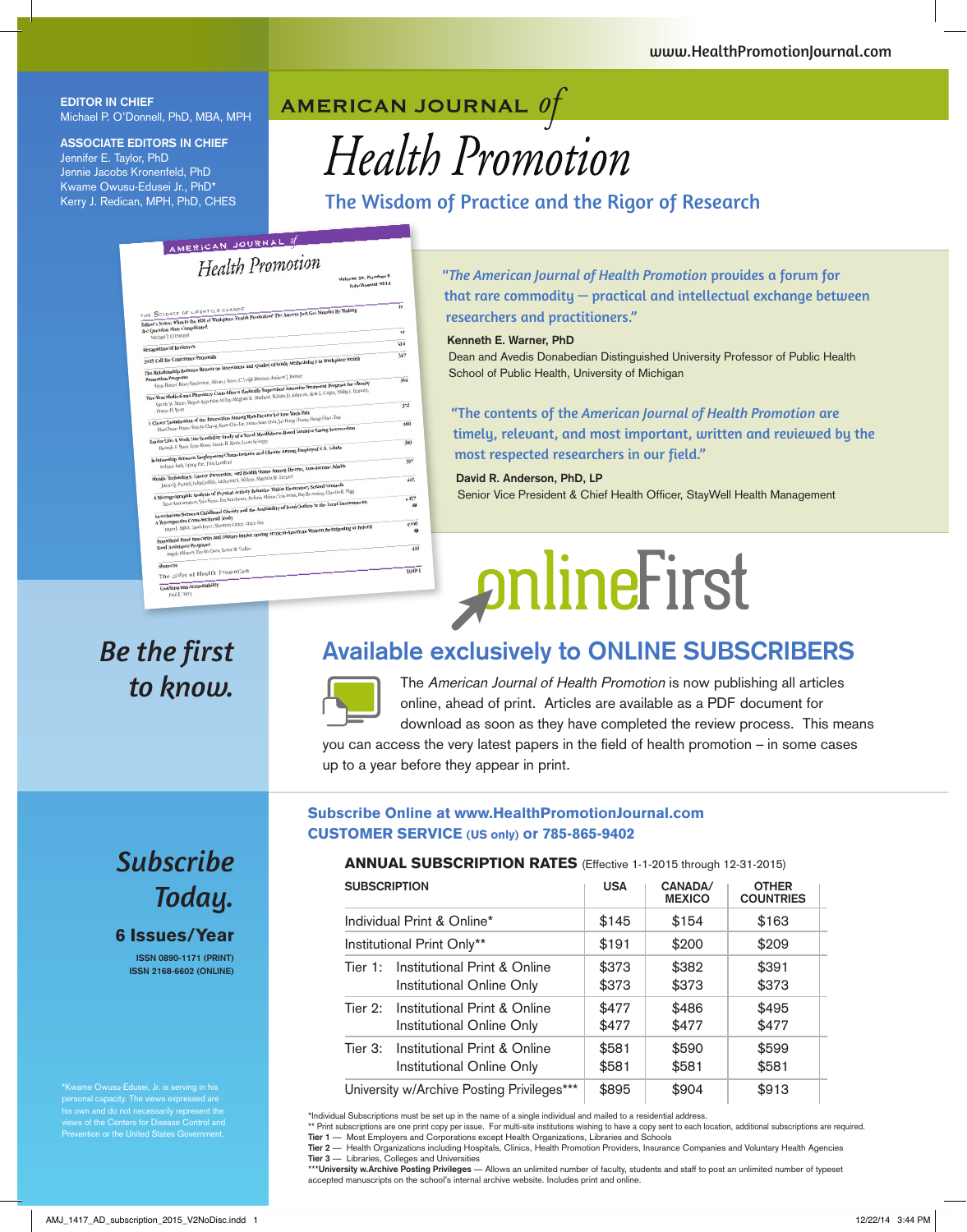www.HealthPromotionJournal.com

**EDITOR IN CHIEF**
Michael P. O'Donnell, PhD, MBA, MPH

**ASSOCIATE EDITORS IN CHIEF**
Jennifer E. Taylor, PhD
Jennie Jacobs Kronenfeld, PhD
Kwame Owusu-Edusei Jr., PhD*
Kerry J. Redican, MPH, PhD, CHES

# AMERICAN JOURNAL *of* Health Promotion

## The Wisdom of Practice and the Rigor of Research

"*The American Journal of Health Promotion* provides a forum for that rare commodity — practical and intellectual exchange between researchers and practitioners."

**Kenneth E. Warner, PhD**
Dean and Avedis Donabedian Distinguished University Professor of Public Health
School of Public Health, University of Michigan

"The contents of the *American Journal of Health Promotion* are timely, relevant, and most important, written and reviewed by the most respected researchers in our field."

**David R. Anderson, PhD, LP**
Senior Vice President & Chief Health Officer, StayWell Health Management

# onlineFirst

*Be the first to know.*

## Available exclusively to ONLINE SUBSCRIBERS

The *American Journal of Health Promotion* is now publishing all articles online, ahead of print. Articles are available as a PDF document for download as soon as they have completed the review process. This means you can access the very latest papers in the field of health promotion – in some cases up to a year before they appear in print.

*Subscribe Today.*

**6 Issues/Year**

ISSN 0890-1171 (PRINT)
ISSN 2168-6602 (ONLINE)

**Subscribe Online at www.HealthPromotionJournal.com**
**CUSTOMER SERVICE (US only) or 785-865-9402**

**ANNUAL SUBSCRIPTION RATES** (Effective 1-1-2015 through 12-31-2015)

| SUBSCRIPTION | USA | CANADA/ MEXICO | OTHER COUNTRIES |
|---|---|---|---|
| Individual Print & Online* | $145 | $154 | $163 |
| Institutional Print Only** | $191 | $200 | $209 |
| Tier 1: Institutional Print & Online | $373 | $382 | $391 |
| Tier 1: Institutional Online Only | $373 | $373 | $373 |
| Tier 2: Institutional Print & Online | $477 | $486 | $495 |
| Tier 2: Institutional Online Only | $477 | $477 | $477 |
| Tier 3: Institutional Print & Online | $581 | $590 | $599 |
| Tier 3: Institutional Online Only | $581 | $581 | $581 |
| University w/Archive Posting Privileges*** | $895 | $904 | $913 |

*Individual Subscriptions must be set up in the name of a single individual and mailed to a residential address.
** Print subscriptions are one print copy per issue. For multi-site institutions wishing to have a copy sent to each location, additional subscriptions are required.
**Tier 1** — Most Employers and Corporations except Health Organizations, Libraries and Schools
**Tier 2** — Health Organizations including Hospitals, Clinics, Health Promotion Providers, Insurance Companies and Voluntary Health Agencies
**Tier 3** — Libraries, Colleges and Universities
***University w.Archive Posting Privileges — Allows an unlimited number of faculty, students and staff to post an unlimited number of typeset accepted manuscripts on the school's internal archive website. Includes print and online.

*Kwame Owusu-Edusei, Jr. is serving in his personal capacity. The views expressed are his own and do not necessarily represent the views of the Centers for Disease Control and Prevention or the United States Government.